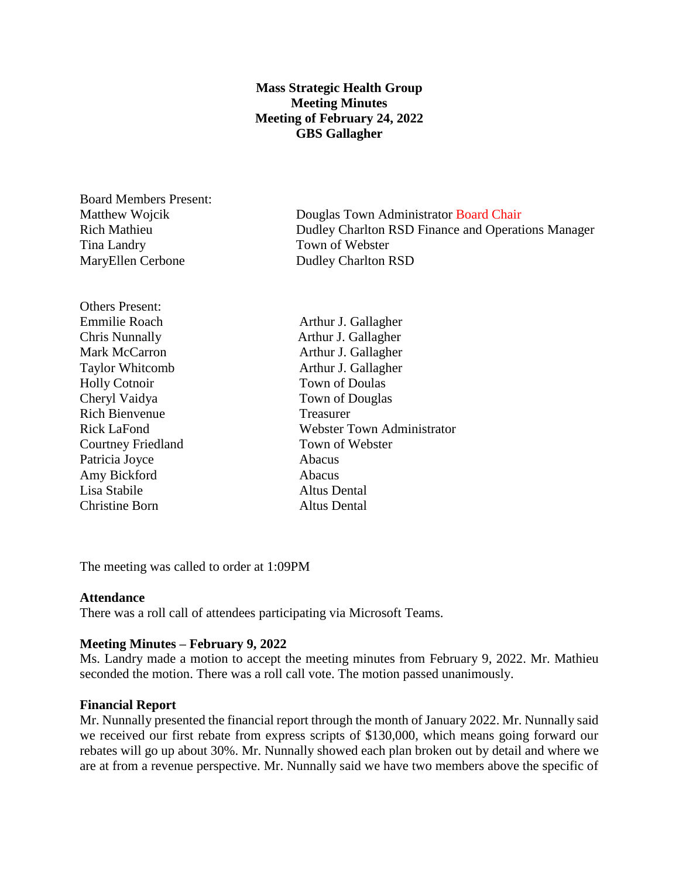**Mass Strategic Health Group**
**Meeting Minutes**
**Meeting of February 24, 2022**
**GBS Gallagher**

Board Members Present:

| | |
|---|---|
| Matthew Wojcik | Douglas Town Administrator Board Chair |
| Rich Mathieu | Dudley Charlton RSD Finance and Operations Manager |
| Tina Landry | Town of Webster |
| MaryEllen Cerbone | Dudley Charlton RSD |

Others Present:

| | |
|---|---|
| Emmilie Roach | Arthur J. Gallagher |
| Chris Nunnally | Arthur J. Gallagher |
| Mark McCarron | Arthur J. Gallagher |
| Taylor Whitcomb | Arthur J. Gallagher |
| Holly Cotnoir | Town of Doulas |
| Cheryl Vaidya | Town of Douglas |
| Rich Bienvenue | Treasurer |
| Rick LaFond | Webster Town Administrator |
| Courtney Friedland | Town of Webster |
| Patricia Joyce | Abacus |
| Amy Bickford | Abacus |
| Lisa Stabile | Altus Dental |
| Christine Born | Altus Dental |

The meeting was called to order at 1:09PM

**Attendance**
There was a roll call of attendees participating via Microsoft Teams.

**Meeting Minutes – February 9, 2022**
Ms. Landry made a motion to accept the meeting minutes from February 9, 2022. Mr. Mathieu seconded the motion. There was a roll call vote. The motion passed unanimously.

**Financial Report**
Mr. Nunnally presented the financial report through the month of January 2022. Mr. Nunnally said we received our first rebate from express scripts of $130,000, which means going forward our rebates will go up about 30%. Mr. Nunnally showed each plan broken out by detail and where we are at from a revenue perspective. Mr. Nunnally said we have two members above the specific of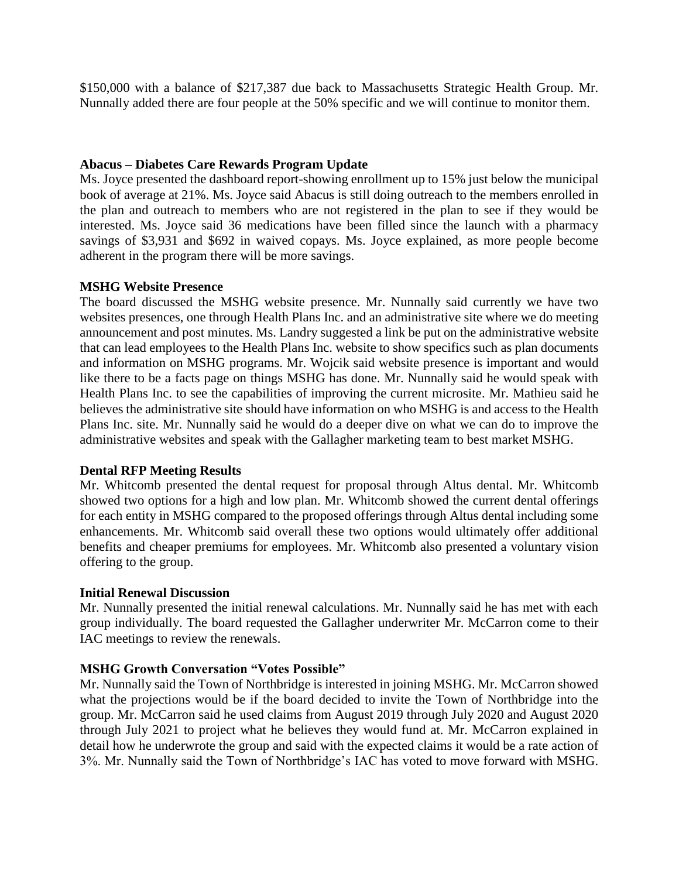$150,000 with a balance of $217,387 due back to Massachusetts Strategic Health Group. Mr. Nunnally added there are four people at the 50% specific and we will continue to monitor them.

**Abacus – Diabetes Care Rewards Program Update**

Ms. Joyce presented the dashboard report-showing enrollment up to 15% just below the municipal book of average at 21%. Ms. Joyce said Abacus is still doing outreach to the members enrolled in the plan and outreach to members who are not registered in the plan to see if they would be interested. Ms. Joyce said 36 medications have been filled since the launch with a pharmacy savings of $3,931 and $692 in waived copays. Ms. Joyce explained, as more people become adherent in the program there will be more savings.

**MSHG Website Presence**

The board discussed the MSHG website presence. Mr. Nunnally said currently we have two websites presences, one through Health Plans Inc. and an administrative site where we do meeting announcement and post minutes. Ms. Landry suggested a link be put on the administrative website that can lead employees to the Health Plans Inc. website to show specifics such as plan documents and information on MSHG programs. Mr. Wojcik said website presence is important and would like there to be a facts page on things MSHG has done. Mr. Nunnally said he would speak with Health Plans Inc. to see the capabilities of improving the current microsite. Mr. Mathieu said he believes the administrative site should have information on who MSHG is and access to the Health Plans Inc. site. Mr. Nunnally said he would do a deeper dive on what we can do to improve the administrative websites and speak with the Gallagher marketing team to best market MSHG.

**Dental RFP Meeting Results**

Mr. Whitcomb presented the dental request for proposal through Altus dental. Mr. Whitcomb showed two options for a high and low plan. Mr. Whitcomb showed the current dental offerings for each entity in MSHG compared to the proposed offerings through Altus dental including some enhancements. Mr. Whitcomb said overall these two options would ultimately offer additional benefits and cheaper premiums for employees. Mr. Whitcomb also presented a voluntary vision offering to the group.

**Initial Renewal Discussion**

Mr. Nunnally presented the initial renewal calculations. Mr. Nunnally said he has met with each group individually. The board requested the Gallagher underwriter Mr. McCarron come to their IAC meetings to review the renewals.

**MSHG Growth Conversation "Votes Possible"**

Mr. Nunnally said the Town of Northbridge is interested in joining MSHG. Mr. McCarron showed what the projections would be if the board decided to invite the Town of Northbridge into the group. Mr. McCarron said he used claims from August 2019 through July 2020 and August 2020 through July 2021 to project what he believes they would fund at. Mr. McCarron explained in detail how he underwrote the group and said with the expected claims it would be a rate action of 3%. Mr. Nunnally said the Town of Northbridge's IAC has voted to move forward with MSHG.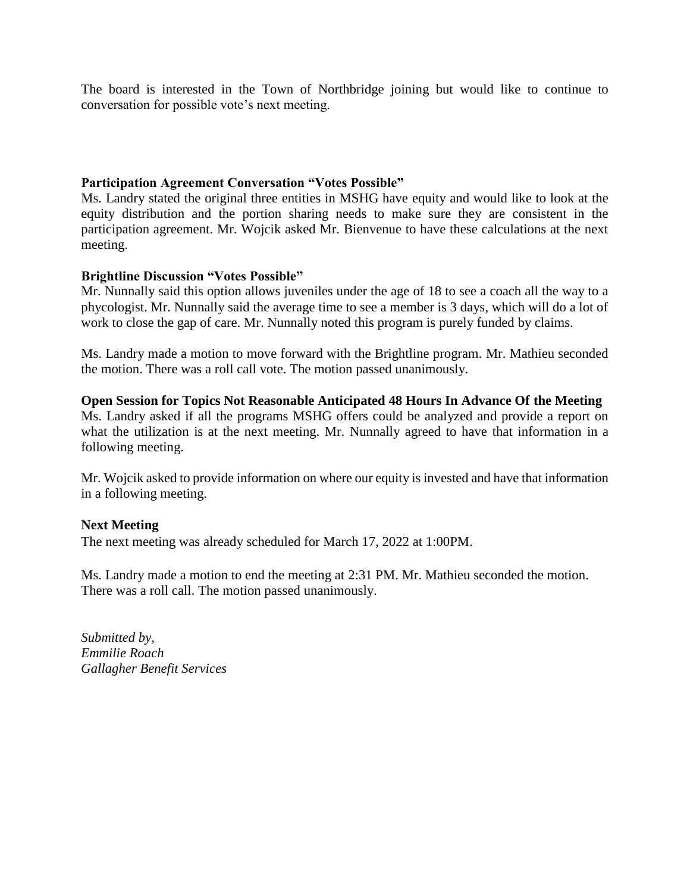The board is interested in the Town of Northbridge joining but would like to continue to conversation for possible vote's next meeting.

**Participation Agreement Conversation "Votes Possible"**

Ms. Landry stated the original three entities in MSHG have equity and would like to look at the equity distribution and the portion sharing needs to make sure they are consistent in the participation agreement. Mr. Wojcik asked Mr. Bienvenue to have these calculations at the next meeting.

**Brightline Discussion "Votes Possible"**

Mr. Nunnally said this option allows juveniles under the age of 18 to see a coach all the way to a phycologist. Mr. Nunnally said the average time to see a member is 3 days, which will do a lot of work to close the gap of care. Mr. Nunnally noted this program is purely funded by claims.

Ms. Landry made a motion to move forward with the Brightline program. Mr. Mathieu seconded the motion. There was a roll call vote. The motion passed unanimously.

**Open Session for Topics Not Reasonable Anticipated 48 Hours In Advance Of the Meeting**

Ms. Landry asked if all the programs MSHG offers could be analyzed and provide a report on what the utilization is at the next meeting. Mr. Nunnally agreed to have that information in a following meeting.

Mr. Wojcik asked to provide information on where our equity is invested and have that information in a following meeting.

**Next Meeting**

The next meeting was already scheduled for March 17, 2022 at 1:00PM.

Ms. Landry made a motion to end the meeting at 2:31 PM. Mr. Mathieu seconded the motion. There was a roll call. The motion passed unanimously.

*Submitted by,*
*Emmilie Roach*
*Gallagher Benefit Services*